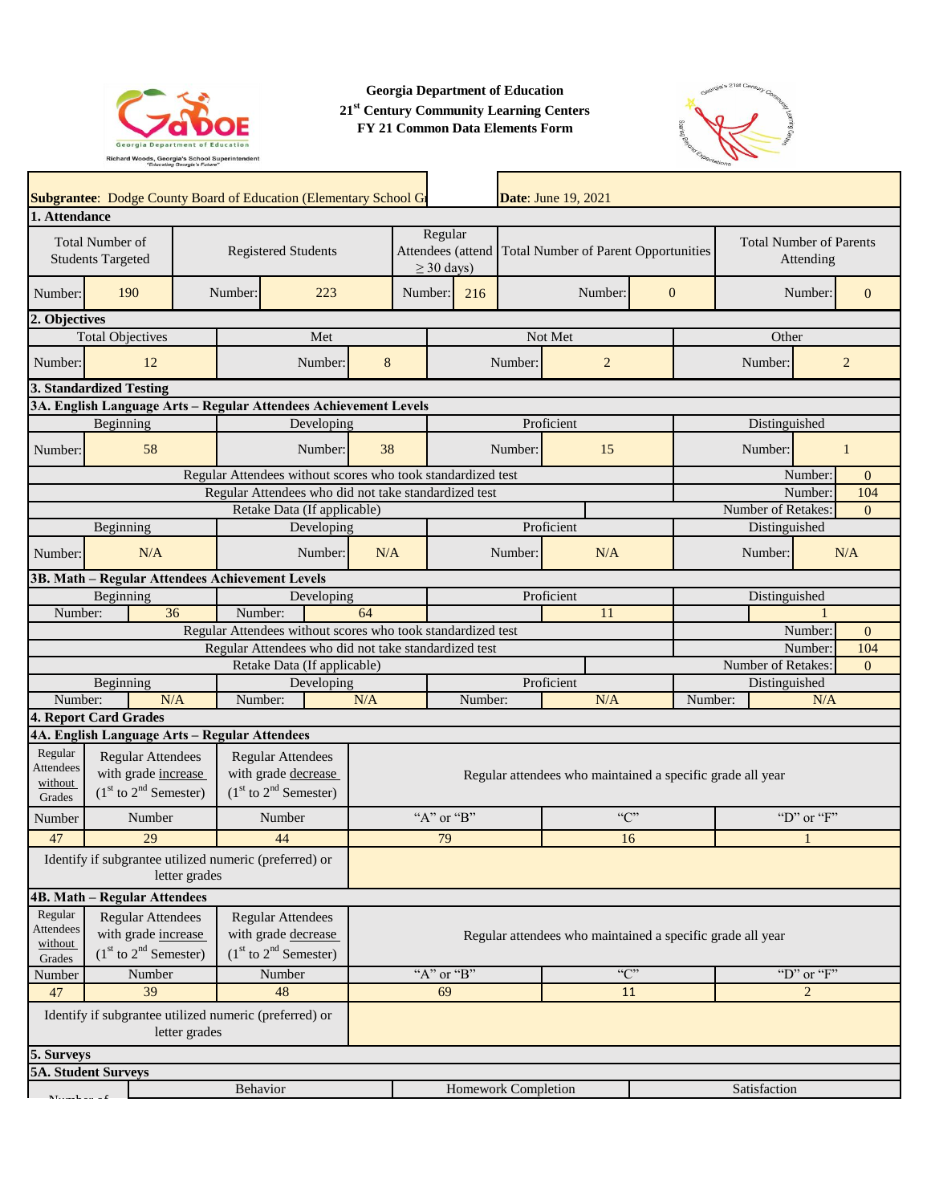**Georgia Department of Education**
**21st Century Community Learning Centers**
**FY 21 Common Data Elements Form**

**Subgrantee**: Dodge County Board of Education (Elementary School Gr

**Date**: June 19, 2021

## 1. Attendance

| Total Number of Students Targeted | Registered Students | Regular Attendees (attend ≥ 30 days) | Total Number of Parent Opportunities | Total Number of Parents Attending |
|---|---|---|---|---|
| Number: 190 | Number: 223 | Number: 216 | Number: 0 | Number: 0 |

## 2. Objectives

| Total Objectives | Met | Not Met | Other |
|---|---|---|---|
| Number: 12 | Number: 8 | Number: 2 | Number: 2 |

## 3. Standardized Testing

### 3A. English Language Arts – Regular Attendees Achievement Levels

| Beginning | Developing | Proficient | Distinguished |
|---|---|---|---|
| Number: 58 | Number: 38 | Number: 15 | Number: 1 |

| | |
|---|---|
| Regular Attendees without scores who took standardized test | Number: 0 |
| Regular Attendees who did not take standardized test | Number: 104 |
| Retake Data (If applicable) | Number of Retakes: 0 |

| Beginning | Developing | Proficient | Distinguished |
|---|---|---|---|
| Number: N/A | Number: N/A | Number: N/A | Number: N/A |

### 3B. Math – Regular Attendees Achievement Levels

| Beginning | Developing | Proficient | Distinguished |
|---|---|---|---|
| Number: 36 | Number: 64 | 11 | 1 |

| | |
|---|---|
| Regular Attendees without scores who took standardized test | Number: 0 |
| Regular Attendees who did not take standardized test | Number: 104 |
| Retake Data (If applicable) | Number of Retakes: 0 |

| Beginning | Developing | Proficient | Distinguished |
|---|---|---|---|
| Number: N/A | Number: N/A | Number: N/A | Number: N/A |

## 4. Report Card Grades

### 4A. English Language Arts – Regular Attendees

| Regular Attendees without Grades | Regular Attendees with grade increase (1st to 2nd Semester) | Regular Attendees with grade decrease (1st to 2nd Semester) | Regular attendees who maintained a specific grade all year | | |
|---|---|---|---|---|---|
| Number | Number | Number | "A" or "B" | "C" | "D" or "F" |
| 47 | 29 | 44 | 79 | 16 | 1 |

Identify if subgrantee utilized numeric (preferred) or letter grades:

### 4B. Math – Regular Attendees

| Regular Attendees without Grades | Regular Attendees with grade increase (1st to 2nd Semester) | Regular Attendees with grade decrease (1st to 2nd Semester) | Regular attendees who maintained a specific grade all year | | |
|---|---|---|---|---|---|
| Number | Number | Number | "A" or "B" | "C" | "D" or "F" |
| 47 | 39 | 48 | 69 | 11 | 2 |

Identify if subgrantee utilized numeric (preferred) or letter grades:

## 5. Surveys

### 5A. Student Surveys

| Number of | Behavior | Homework Completion | Satisfaction |
|---|---|---|---|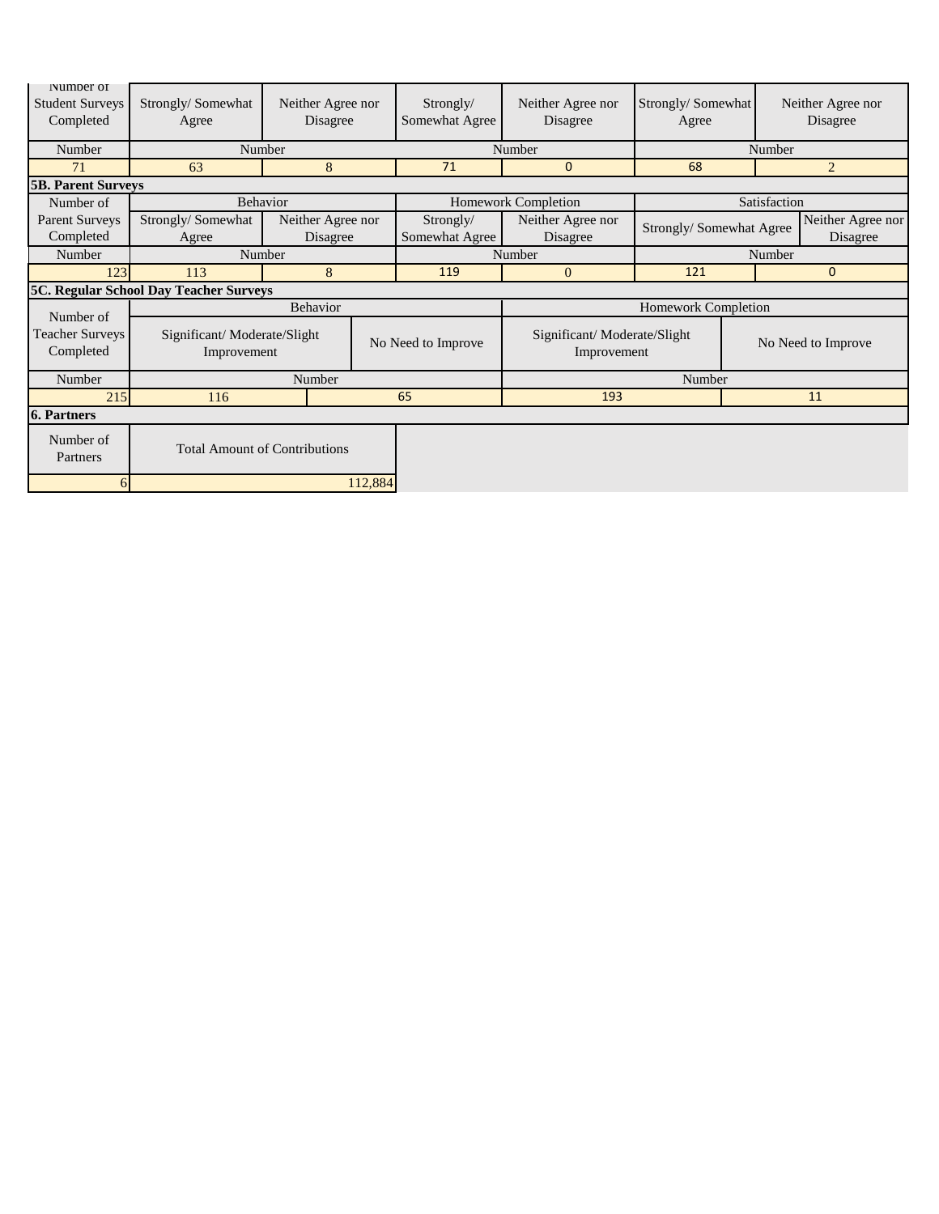| Number of Student Surveys Completed | Strongly/ Somewhat Agree | Neither Agree nor Disagree | Strongly/ Somewhat Agree | Neither Agree nor Disagree | Strongly/ Somewhat Agree | Neither Agree nor Disagree |
|---|---|---|---|---|---|---|
| Number | Number | | Number | | Number | |
| 71 | 63 | 8 | 71 | 0 | 68 | 2 |

**5B. Parent Surveys**

| Number of Parent Surveys Completed | Behavior | | Homework Completion | | Satisfaction | |
|---|---|---|---|---|---|---|
| | Strongly/ Somewhat Agree | Neither Agree nor Disagree | Strongly/ Somewhat Agree | Neither Agree nor Disagree | Strongly/ Somewhat Agree | Neither Agree nor Disagree |
| Number | Number | | Number | | Number | |
| 123 | 113 | 8 | 119 | 0 | 121 | 0 |

**5C. Regular School Day Teacher Surveys**

| Number of Teacher Surveys Completed | Behavior | | Homework Completion | |
|---|---|---|---|---|
| | Significant/ Moderate/Slight Improvement | No Need to Improve | Significant/ Moderate/Slight Improvement | No Need to Improve |
| Number | Number | | Number | |
| 215 | 116 | 65 | 193 | 11 |

**6. Partners**

| Number of Partners | Total Amount of Contributions |
|---|---|
| 6 | 112,884 |